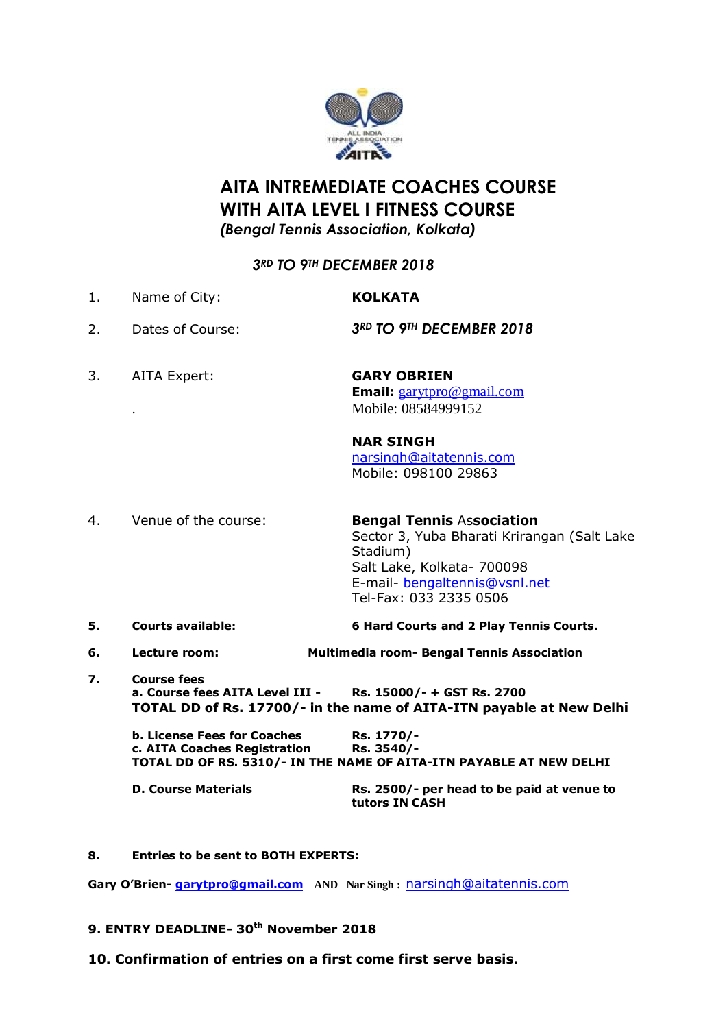# AITA INTREMEDIATE COACHES COURSE
# WITH AITA LEVEL I FITNESS COURSE

*(Bengal Tennis Association, Kolkata)*

***3RD TO 9TH DECEMBER 2018***

1. Name of City: **KOLKATA**

2. Dates of Course: ***3RD TO 9TH DECEMBER 2018***

3. AITA Expert:

   **GARY OBRIEN**
   **Email:** garytpro@gmail.com
   Mobile: 08584999152

   **NAR SINGH**
   narsingh@aitatennis.com
   Mobile: 098100 29863

4. Venue of the course:

   **Bengal Tennis Association**
   Sector 3, Yuba Bharati Krirangan (Salt Lake Stadium)
   Salt Lake, Kolkata- 700098
   E-mail- bengaltennis@vsnl.net
   Tel-Fax: 033 2335 0506

5. **Courts available:** **6 Hard Courts and 2 Play Tennis Courts.**

6. **Lecture room:** **Multimedia room- Bengal Tennis Association**

7. **Course fees**

   **a. Course fees AITA Level III -** **Rs. 15000/- + GST Rs. 2700**
   **TOTAL DD of Rs. 17700/- in the name of AITA-ITN payable at New Delhi**

   **b. License Fees for Coaches** **Rs. 1770/-**
   **c. AITA Coaches Registration** **Rs. 3540/-**
   **TOTAL DD OF RS. 5310/- IN THE NAME OF AITA-ITN PAYABLE AT NEW DELHI**

   **D. Course Materials** **Rs. 2500/- per head to be paid at venue to tutors IN CASH**

8. **Entries to be sent to BOTH EXPERTS:**

**Gary O'Brien- garytpro@gmail.com** **AND** **Nar Singh :** narsingh@aitatennis.com

**9. ENTRY DEADLINE- 30th November 2018**

**10. Confirmation of entries on a first come first serve basis.**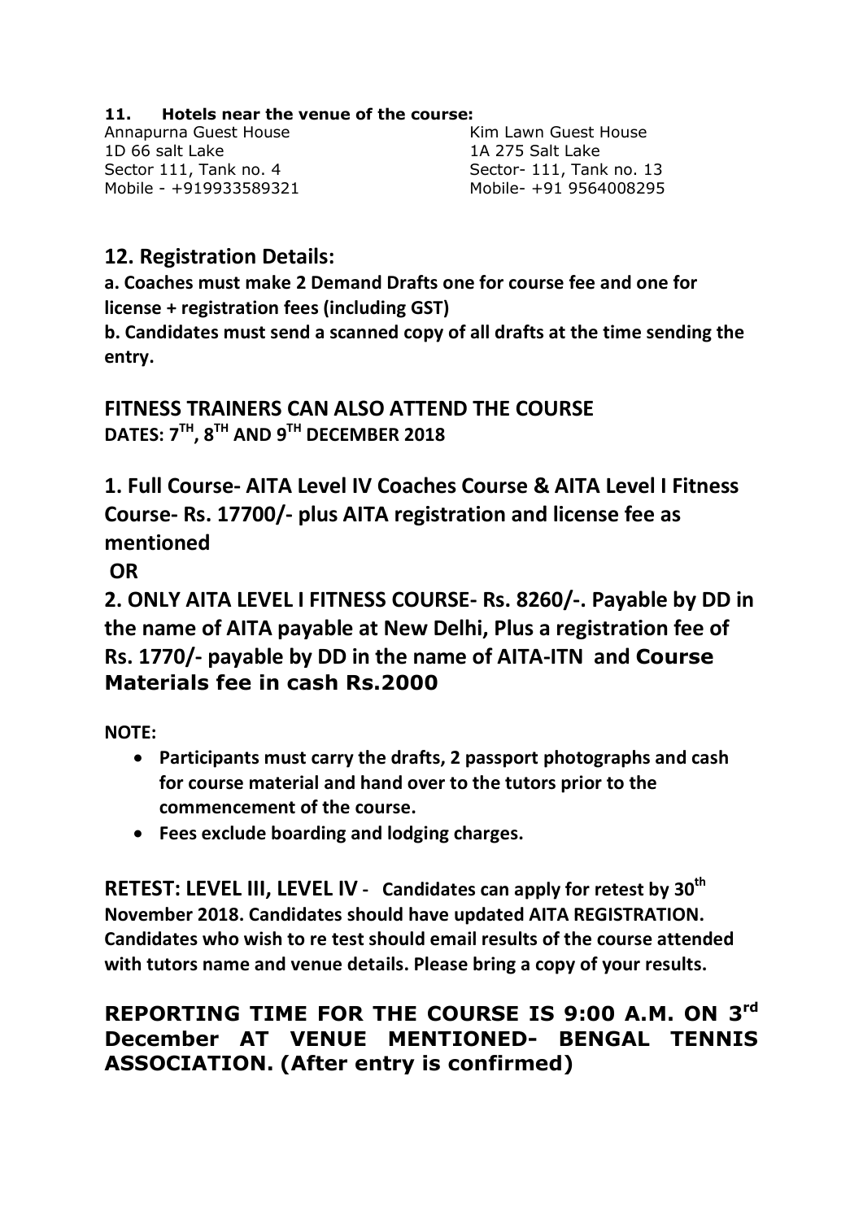**11. Hotels near the venue of the course:**

Annapurna Guest House
1D 66 salt Lake
Sector 111, Tank no. 4
Mobile - +919933589321

Kim Lawn Guest House
1A 275 Salt Lake
Sector- 111, Tank no. 13
Mobile- +91 9564008295

## 12. Registration Details:

**a. Coaches must make 2 Demand Drafts one for course fee and one for license + registration fees (including GST)**

**b. Candidates must send a scanned copy of all drafts at the time sending the entry.**

## FITNESS TRAINERS CAN ALSO ATTEND THE COURSE

**DATES: 7TH, 8TH AND 9TH DECEMBER 2018**

## 1. Full Course- AITA Level IV Coaches Course & AITA Level I Fitness Course- Rs. 17700/- plus AITA registration and license fee as mentioned

**OR**

## 2. ONLY AITA LEVEL I FITNESS COURSE- Rs. 8260/-. Payable by DD in the name of AITA payable at New Delhi, Plus a registration fee of Rs. 1770/- payable by DD in the name of AITA-ITN and Course Materials fee in cash Rs.2000

**NOTE:**

- **Participants must carry the drafts, 2 passport photographs and cash for course material and hand over to the tutors prior to the commencement of the course.**
- **Fees exclude boarding and lodging charges.**

**RETEST: LEVEL III, LEVEL IV - Candidates can apply for retest by 30th November 2018. Candidates should have updated AITA REGISTRATION. Candidates who wish to re test should email results of the course attended with tutors name and venue details. Please bring a copy of your results.**

## REPORTING TIME FOR THE COURSE IS 9:00 A.M. ON 3rd December AT VENUE MENTIONED- BENGAL TENNIS ASSOCIATION. (After entry is confirmed)